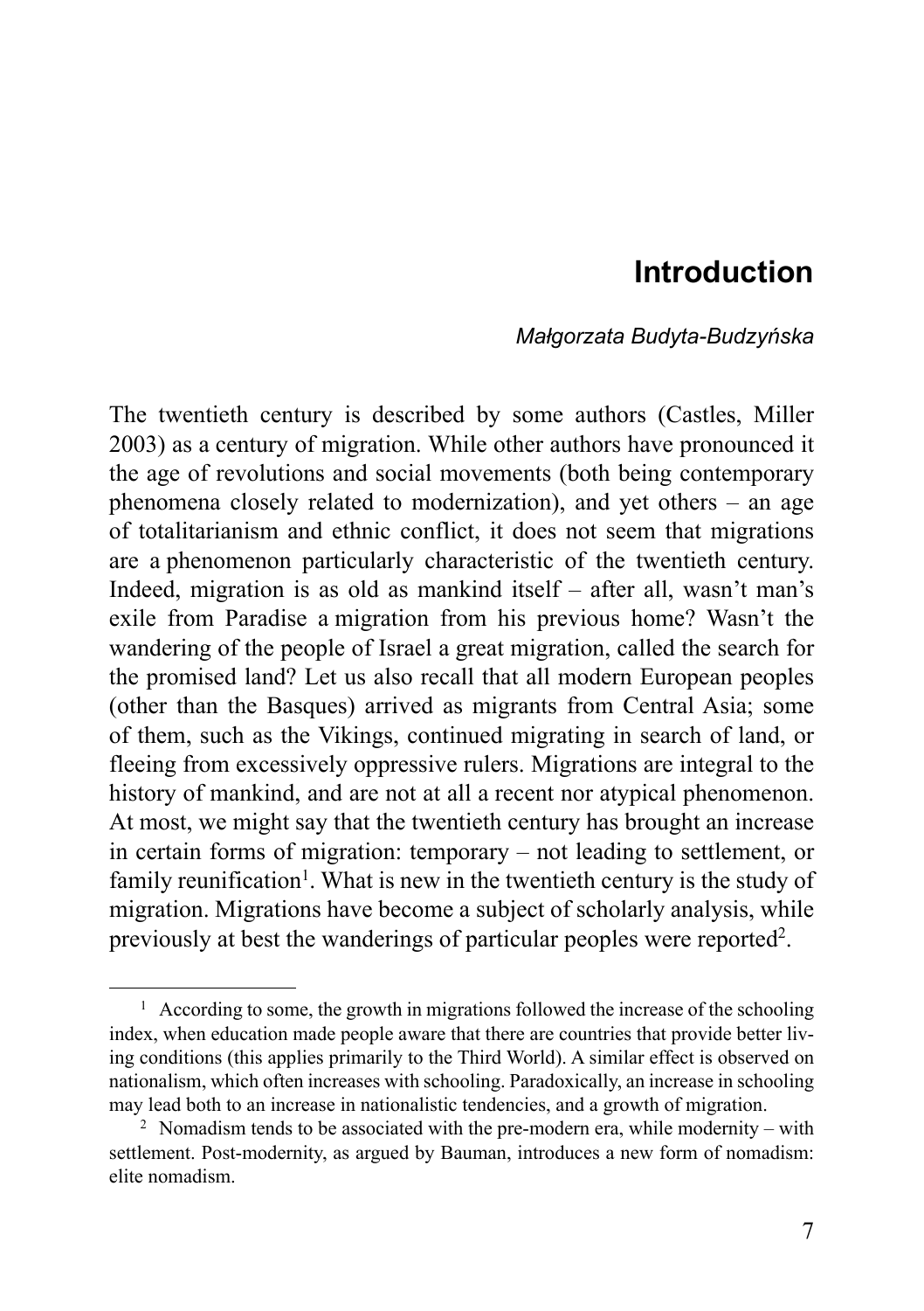# Introduction

*Małgorzata Budyta-Budzyńska*

The twentieth century is described by some authors (Castles, Miller 2003) as a century of migration. While other authors have pronounced it the age of revolutions and social movements (both being contemporary phenomena closely related to modernization), and yet others – an age of totalitarianism and ethnic conflict, it does not seem that migrations are a phenomenon particularly characteristic of the twentieth century. Indeed, migration is as old as mankind itself – after all, wasn't man's exile from Paradise a migration from his previous home? Wasn't the wandering of the people of Israel a great migration, called the search for the promised land? Let us also recall that all modern European peoples (other than the Basques) arrived as migrants from Central Asia; some of them, such as the Vikings, continued migrating in search of land, or fleeing from excessively oppressive rulers. Migrations are integral to the history of mankind, and are not at all a recent nor atypical phenomenon. At most, we might say that the twentieth century has brought an increase in certain forms of migration: temporary – not leading to settlement, or family reunification[1]. What is new in the twentieth century is the study of migration. Migrations have become a subject of scholarly analysis, while previously at best the wanderings of particular peoples were reported[2].

---

[1] According to some, the growth in migrations followed the increase of the schooling index, when education made people aware that there are countries that provide better living conditions (this applies primarily to the Third World). A similar effect is observed on nationalism, which often increases with schooling. Paradoxically, an increase in schooling may lead both to an increase in nationalistic tendencies, and a growth of migration.

[2] Nomadism tends to be associated with the pre-modern era, while modernity – with settlement. Post-modernity, as argued by Bauman, introduces a new form of nomadism: elite nomadism.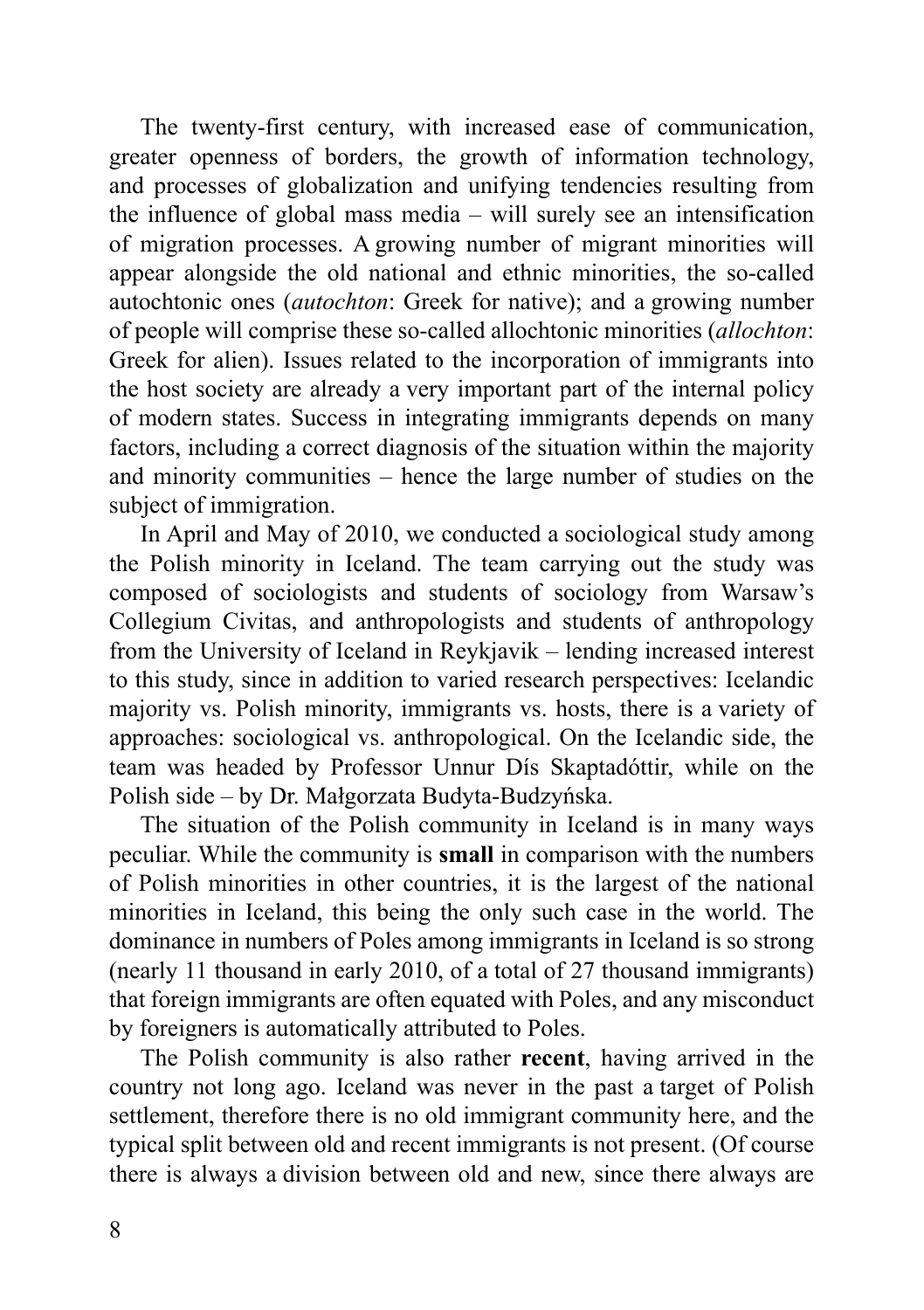The twenty-first century, with increased ease of communication, greater openness of borders, the growth of information technology, and processes of globalization and unifying tendencies resulting from the influence of global mass media – will surely see an intensification of migration processes. A growing number of migrant minorities will appear alongside the old national and ethnic minorities, the so-called autochtonic ones (*autochton*: Greek for native); and a growing number of people will comprise these so-called allochtonic minorities (*allochton*: Greek for alien). Issues related to the incorporation of immigrants into the host society are already a very important part of the internal policy of modern states. Success in integrating immigrants depends on many factors, including a correct diagnosis of the situation within the majority and minority communities – hence the large number of studies on the subject of immigration.

In April and May of 2010, we conducted a sociological study among the Polish minority in Iceland. The team carrying out the study was composed of sociologists and students of sociology from Warsaw's Collegium Civitas, and anthropologists and students of anthropology from the University of Iceland in Reykjavik – lending increased interest to this study, since in addition to varied research perspectives: Icelandic majority vs. Polish minority, immigrants vs. hosts, there is a variety of approaches: sociological vs. anthropological. On the Icelandic side, the team was headed by Professor Unnur Dís Skaptadóttir, while on the Polish side – by Dr. Małgorzata Budyta-Budzyńska.

The situation of the Polish community in Iceland is in many ways peculiar. While the community is **small** in comparison with the numbers of Polish minorities in other countries, it is the largest of the national minorities in Iceland, this being the only such case in the world. The dominance in numbers of Poles among immigrants in Iceland is so strong (nearly 11 thousand in early 2010, of a total of 27 thousand immigrants) that foreign immigrants are often equated with Poles, and any misconduct by foreigners is automatically attributed to Poles.

The Polish community is also rather **recent**, having arrived in the country not long ago. Iceland was never in the past a target of Polish settlement, therefore there is no old immigrant community here, and the typical split between old and recent immigrants is not present. (Of course there is always a division between old and new, since there always are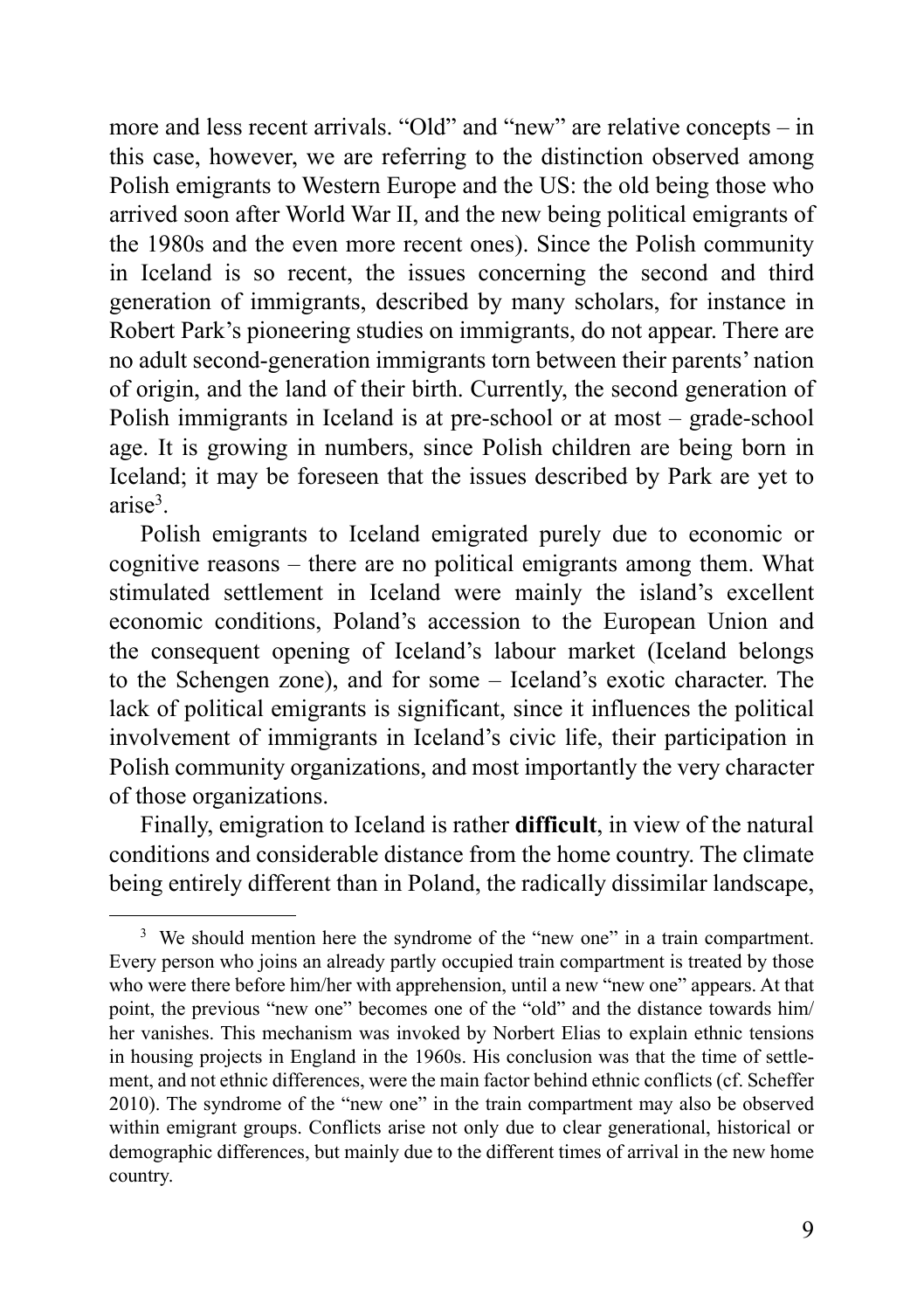more and less recent arrivals. "Old" and "new" are relative concepts – in this case, however, we are referring to the distinction observed among Polish emigrants to Western Europe and the US: the old being those who arrived soon after World War II, and the new being political emigrants of the 1980s and the even more recent ones). Since the Polish community in Iceland is so recent, the issues concerning the second and third generation of immigrants, described by many scholars, for instance in Robert Park's pioneering studies on immigrants, do not appear. There are no adult second-generation immigrants torn between their parents' nation of origin, and the land of their birth. Currently, the second generation of Polish immigrants in Iceland is at pre-school or at most – grade-school age. It is growing in numbers, since Polish children are being born in Iceland; it may be foreseen that the issues described by Park are yet to arise[3].

Polish emigrants to Iceland emigrated purely due to economic or cognitive reasons – there are no political emigrants among them. What stimulated settlement in Iceland were mainly the island's excellent economic conditions, Poland's accession to the European Union and the consequent opening of Iceland's labour market (Iceland belongs to the Schengen zone), and for some – Iceland's exotic character. The lack of political emigrants is significant, since it influences the political involvement of immigrants in Iceland's civic life, their participation in Polish community organizations, and most importantly the very character of those organizations.

Finally, emigration to Iceland is rather **difficult**, in view of the natural conditions and considerable distance from the home country. The climate being entirely different than in Poland, the radically dissimilar landscape,

---

[3] We should mention here the syndrome of the "new one" in a train compartment. Every person who joins an already partly occupied train compartment is treated by those who were there before him/her with apprehension, until a new "new one" appears. At that point, the previous "new one" becomes one of the "old" and the distance towards him/her vanishes. This mechanism was invoked by Norbert Elias to explain ethnic tensions in housing projects in England in the 1960s. His conclusion was that the time of settlement, and not ethnic differences, were the main factor behind ethnic conflicts (cf. Scheffer 2010). The syndrome of the "new one" in the train compartment may also be observed within emigrant groups. Conflicts arise not only due to clear generational, historical or demographic differences, but mainly due to the different times of arrival in the new home country.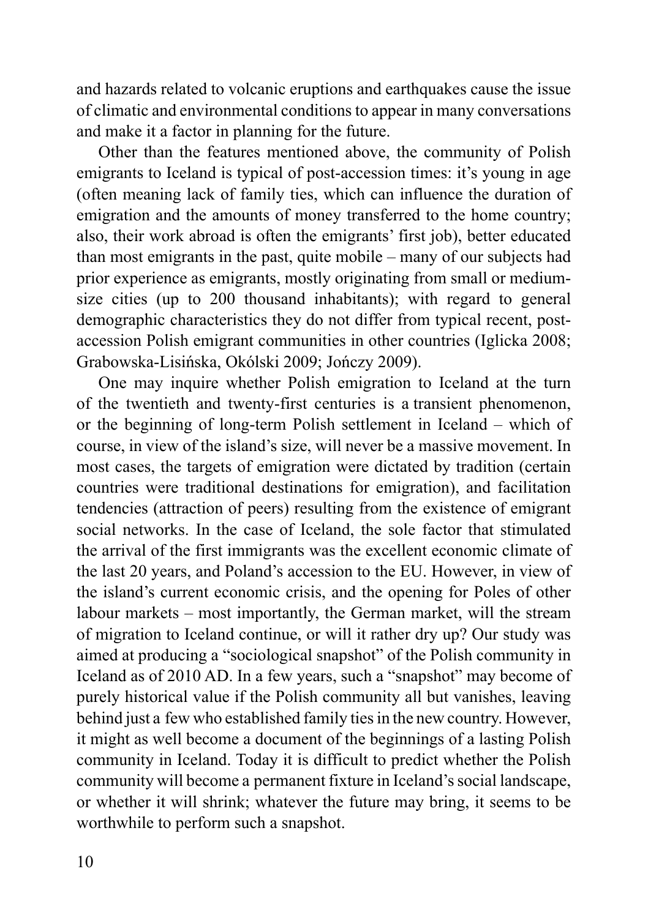and hazards related to volcanic eruptions and earthquakes cause the issue of climatic and environmental conditions to appear in many conversations and make it a factor in planning for the future.

Other than the features mentioned above, the community of Polish emigrants to Iceland is typical of post-accession times: it's young in age (often meaning lack of family ties, which can influence the duration of emigration and the amounts of money transferred to the home country; also, their work abroad is often the emigrants' first job), better educated than most emigrants in the past, quite mobile – many of our subjects had prior experience as emigrants, mostly originating from small or medium-size cities (up to 200 thousand inhabitants); with regard to general demographic characteristics they do not differ from typical recent, post-accession Polish emigrant communities in other countries (Iglicka 2008; Grabowska-Lisińska, Okólski 2009; Jończy 2009).

One may inquire whether Polish emigration to Iceland at the turn of the twentieth and twenty-first centuries is a transient phenomenon, or the beginning of long-term Polish settlement in Iceland – which of course, in view of the island's size, will never be a massive movement. In most cases, the targets of emigration were dictated by tradition (certain countries were traditional destinations for emigration), and facilitation tendencies (attraction of peers) resulting from the existence of emigrant social networks. In the case of Iceland, the sole factor that stimulated the arrival of the first immigrants was the excellent economic climate of the last 20 years, and Poland's accession to the EU. However, in view of the island's current economic crisis, and the opening for Poles of other labour markets – most importantly, the German market, will the stream of migration to Iceland continue, or will it rather dry up? Our study was aimed at producing a "sociological snapshot" of the Polish community in Iceland as of 2010 AD. In a few years, such a "snapshot" may become of purely historical value if the Polish community all but vanishes, leaving behind just a few who established family ties in the new country. However, it might as well become a document of the beginnings of a lasting Polish community in Iceland. Today it is difficult to predict whether the Polish community will become a permanent fixture in Iceland's social landscape, or whether it will shrink; whatever the future may bring, it seems to be worthwhile to perform such a snapshot.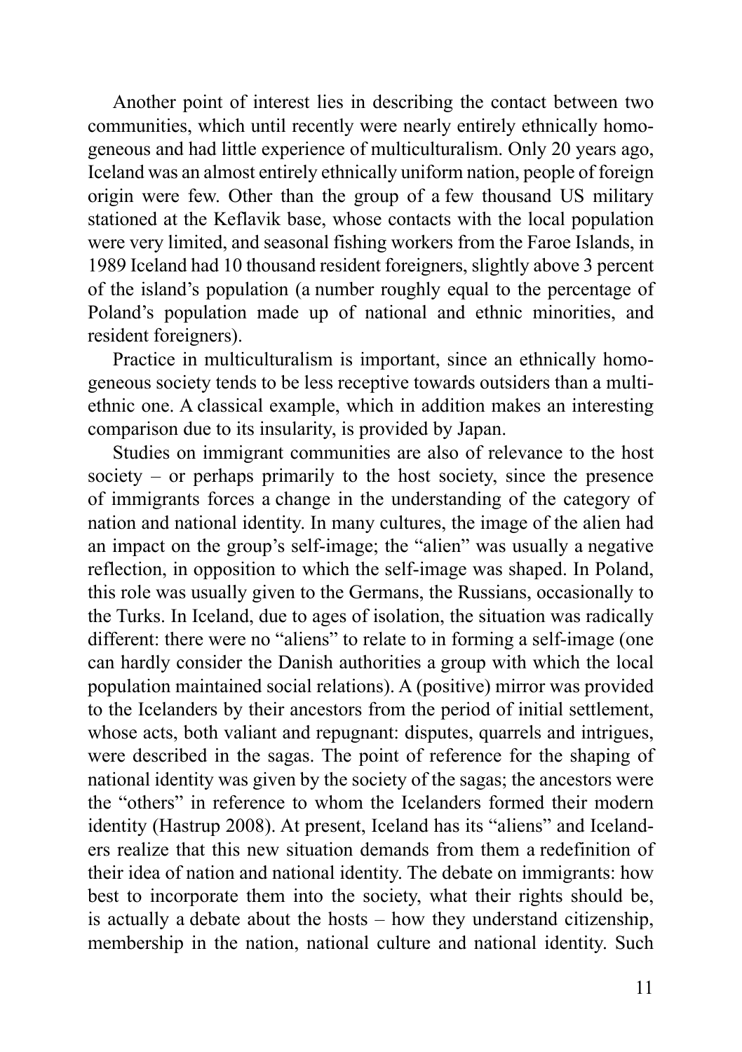Another point of interest lies in describing the contact between two communities, which until recently were nearly entirely ethnically homogeneous and had little experience of multiculturalism. Only 20 years ago, Iceland was an almost entirely ethnically uniform nation, people of foreign origin were few. Other than the group of a few thousand US military stationed at the Keflavik base, whose contacts with the local population were very limited, and seasonal fishing workers from the Faroe Islands, in 1989 Iceland had 10 thousand resident foreigners, slightly above 3 percent of the island's population (a number roughly equal to the percentage of Poland's population made up of national and ethnic minorities, and resident foreigners).

Practice in multiculturalism is important, since an ethnically homogeneous society tends to be less receptive towards outsiders than a multiethnic one. A classical example, which in addition makes an interesting comparison due to its insularity, is provided by Japan.

Studies on immigrant communities are also of relevance to the host society – or perhaps primarily to the host society, since the presence of immigrants forces a change in the understanding of the category of nation and national identity. In many cultures, the image of the alien had an impact on the group's self-image; the "alien" was usually a negative reflection, in opposition to which the self-image was shaped. In Poland, this role was usually given to the Germans, the Russians, occasionally to the Turks. In Iceland, due to ages of isolation, the situation was radically different: there were no "aliens" to relate to in forming a self-image (one can hardly consider the Danish authorities a group with which the local population maintained social relations). A (positive) mirror was provided to the Icelanders by their ancestors from the period of initial settlement, whose acts, both valiant and repugnant: disputes, quarrels and intrigues, were described in the sagas. The point of reference for the shaping of national identity was given by the society of the sagas; the ancestors were the "others" in reference to whom the Icelanders formed their modern identity (Hastrup 2008). At present, Iceland has its "aliens" and Icelanders realize that this new situation demands from them a redefinition of their idea of nation and national identity. The debate on immigrants: how best to incorporate them into the society, what their rights should be, is actually a debate about the hosts – how they understand citizenship, membership in the nation, national culture and national identity. Such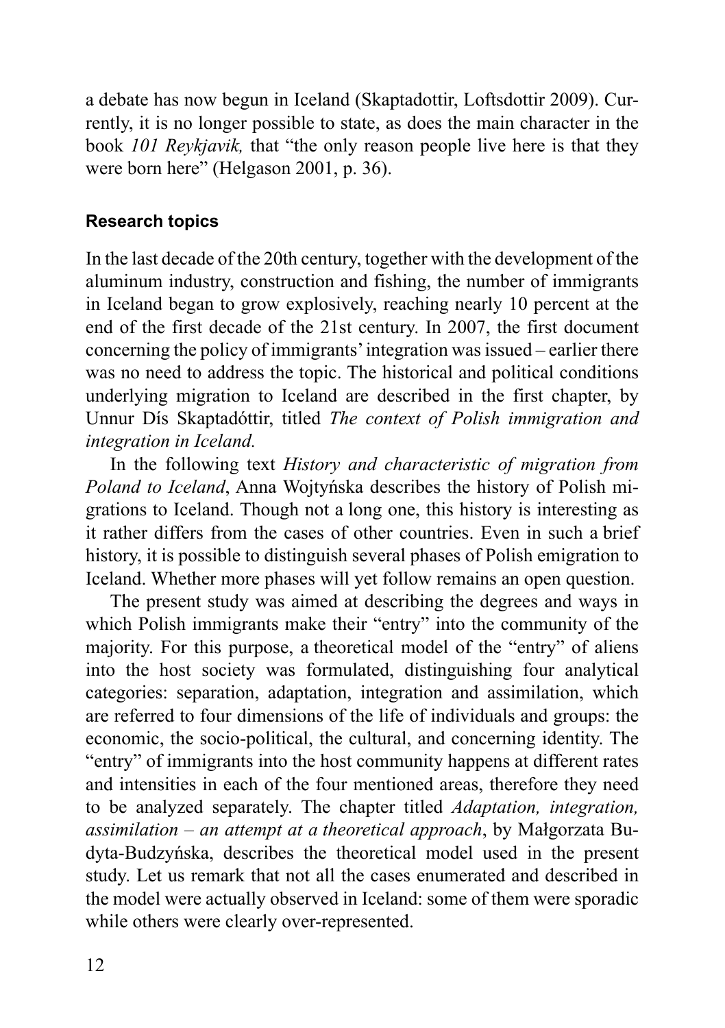a debate has now begun in Iceland (Skaptadottir, Loftsdottir 2009). Currently, it is no longer possible to state, as does the main character in the book *101 Reykjavik,* that "the only reason people live here is that they were born here" (Helgason 2001, p. 36).

## Research topics

In the last decade of the 20th century, together with the development of the aluminum industry, construction and fishing, the number of immigrants in Iceland began to grow explosively, reaching nearly 10 percent at the end of the first decade of the 21st century. In 2007, the first document concerning the policy of immigrants' integration was issued – earlier there was no need to address the topic. The historical and political conditions underlying migration to Iceland are described in the first chapter, by Unnur Dís Skaptadóttir, titled *The context of Polish immigration and integration in Iceland.*

In the following text *History and characteristic of migration from Poland to Iceland*, Anna Wojtyńska describes the history of Polish migrations to Iceland. Though not a long one, this history is interesting as it rather differs from the cases of other countries. Even in such a brief history, it is possible to distinguish several phases of Polish emigration to Iceland. Whether more phases will yet follow remains an open question.

The present study was aimed at describing the degrees and ways in which Polish immigrants make their "entry" into the community of the majority. For this purpose, a theoretical model of the "entry" of aliens into the host society was formulated, distinguishing four analytical categories: separation, adaptation, integration and assimilation, which are referred to four dimensions of the life of individuals and groups: the economic, the socio-political, the cultural, and concerning identity. The "entry" of immigrants into the host community happens at different rates and intensities in each of the four mentioned areas, therefore they need to be analyzed separately. The chapter titled *Adaptation, integration, assimilation – an attempt at a theoretical approach*, by Małgorzata Budyta-Budzyńska, describes the theoretical model used in the present study. Let us remark that not all the cases enumerated and described in the model were actually observed in Iceland: some of them were sporadic while others were clearly over-represented.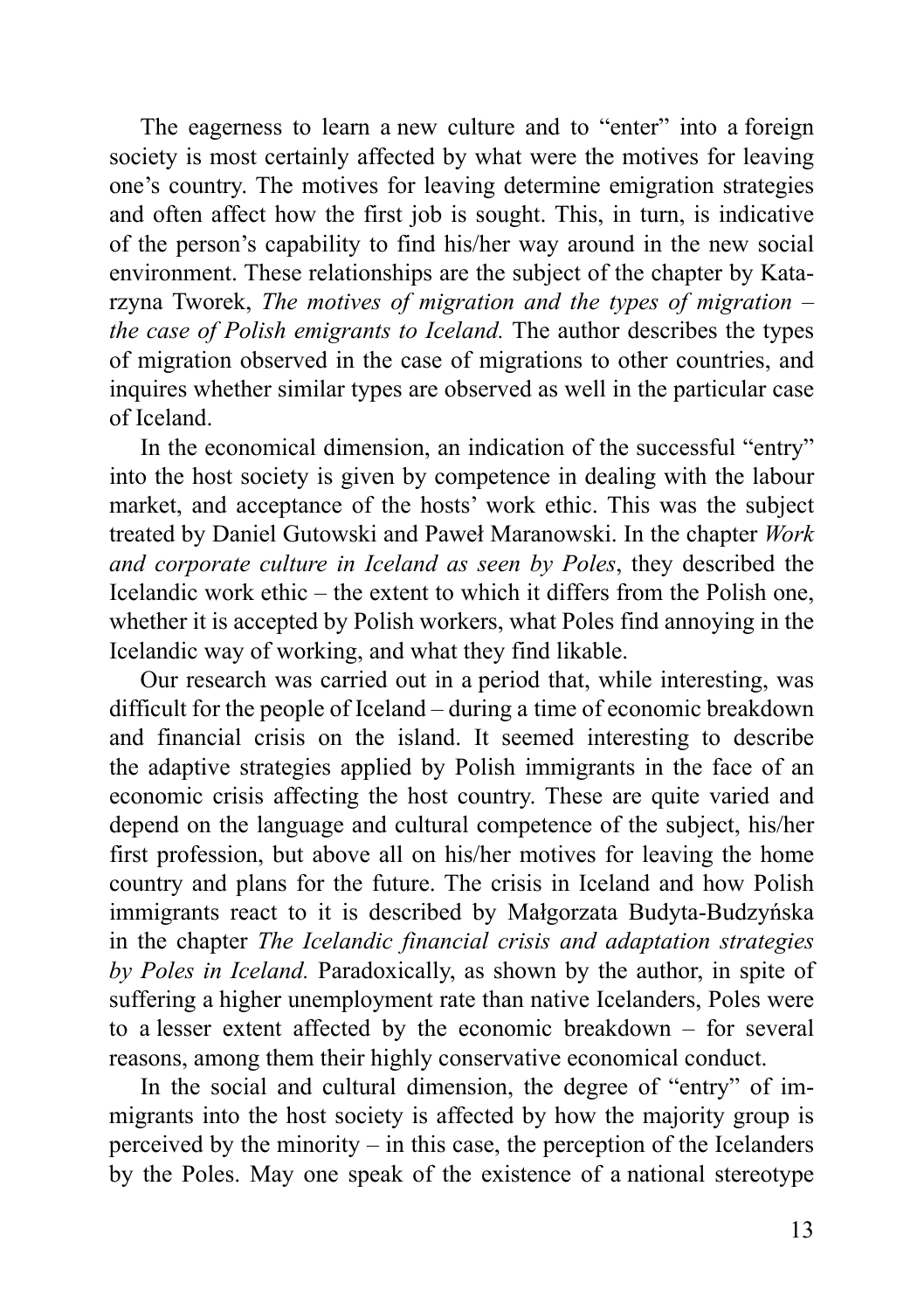The eagerness to learn a new culture and to "enter" into a foreign society is most certainly affected by what were the motives for leaving one's country. The motives for leaving determine emigration strategies and often affect how the first job is sought. This, in turn, is indicative of the person's capability to find his/her way around in the new social environment. These relationships are the subject of the chapter by Katarzyna Tworek, *The motives of migration and the types of migration – the case of Polish emigrants to Iceland.* The author describes the types of migration observed in the case of migrations to other countries, and inquires whether similar types are observed as well in the particular case of Iceland.

In the economical dimension, an indication of the successful "entry" into the host society is given by competence in dealing with the labour market, and acceptance of the hosts' work ethic. This was the subject treated by Daniel Gutowski and Paweł Maranowski. In the chapter *Work and corporate culture in Iceland as seen by Poles*, they described the Icelandic work ethic – the extent to which it differs from the Polish one, whether it is accepted by Polish workers, what Poles find annoying in the Icelandic way of working, and what they find likable.

Our research was carried out in a period that, while interesting, was difficult for the people of Iceland – during a time of economic breakdown and financial crisis on the island. It seemed interesting to describe the adaptive strategies applied by Polish immigrants in the face of an economic crisis affecting the host country. These are quite varied and depend on the language and cultural competence of the subject, his/her first profession, but above all on his/her motives for leaving the home country and plans for the future. The crisis in Iceland and how Polish immigrants react to it is described by Małgorzata Budyta-Budzyńska in the chapter *The Icelandic financial crisis and adaptation strategies by Poles in Iceland.* Paradoxically, as shown by the author, in spite of suffering a higher unemployment rate than native Icelanders, Poles were to a lesser extent affected by the economic breakdown – for several reasons, among them their highly conservative economical conduct.

In the social and cultural dimension, the degree of "entry" of immigrants into the host society is affected by how the majority group is perceived by the minority – in this case, the perception of the Icelanders by the Poles. May one speak of the existence of a national stereotype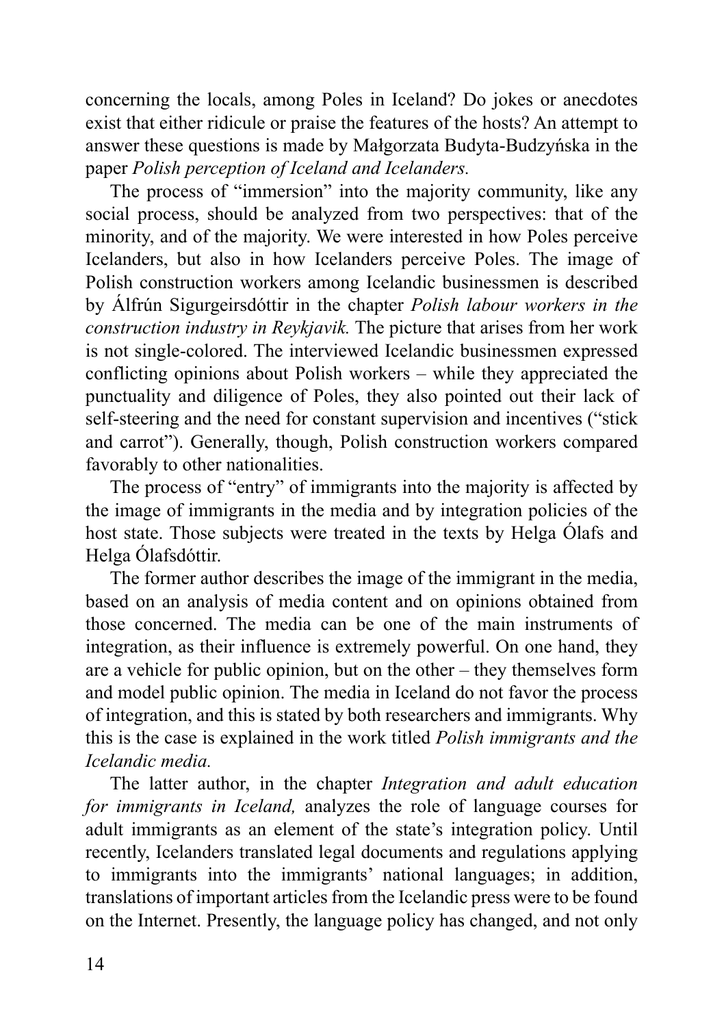concerning the locals, among Poles in Iceland? Do jokes or anecdotes exist that either ridicule or praise the features of the hosts? An attempt to answer these questions is made by Małgorzata Budyta-Budzyńska in the paper *Polish perception of Iceland and Icelanders.*

The process of "immersion" into the majority community, like any social process, should be analyzed from two perspectives: that of the minority, and of the majority. We were interested in how Poles perceive Icelanders, but also in how Icelanders perceive Poles. The image of Polish construction workers among Icelandic businessmen is described by Álfrún Sigurgeirsdóttir in the chapter *Polish labour workers in the construction industry in Reykjavik.* The picture that arises from her work is not single-colored. The interviewed Icelandic businessmen expressed conflicting opinions about Polish workers – while they appreciated the punctuality and diligence of Poles, they also pointed out their lack of self-steering and the need for constant supervision and incentives ("stick and carrot"). Generally, though, Polish construction workers compared favorably to other nationalities.

The process of "entry" of immigrants into the majority is affected by the image of immigrants in the media and by integration policies of the host state. Those subjects were treated in the texts by Helga Ólafs and Helga Ólafsdóttir.

The former author describes the image of the immigrant in the media, based on an analysis of media content and on opinions obtained from those concerned. The media can be one of the main instruments of integration, as their influence is extremely powerful. On one hand, they are a vehicle for public opinion, but on the other – they themselves form and model public opinion. The media in Iceland do not favor the process of integration, and this is stated by both researchers and immigrants. Why this is the case is explained in the work titled *Polish immigrants and the Icelandic media.*

The latter author, in the chapter *Integration and adult education for immigrants in Iceland,* analyzes the role of language courses for adult immigrants as an element of the state's integration policy. Until recently, Icelanders translated legal documents and regulations applying to immigrants into the immigrants' national languages; in addition, translations of important articles from the Icelandic press were to be found on the Internet. Presently, the language policy has changed, and not only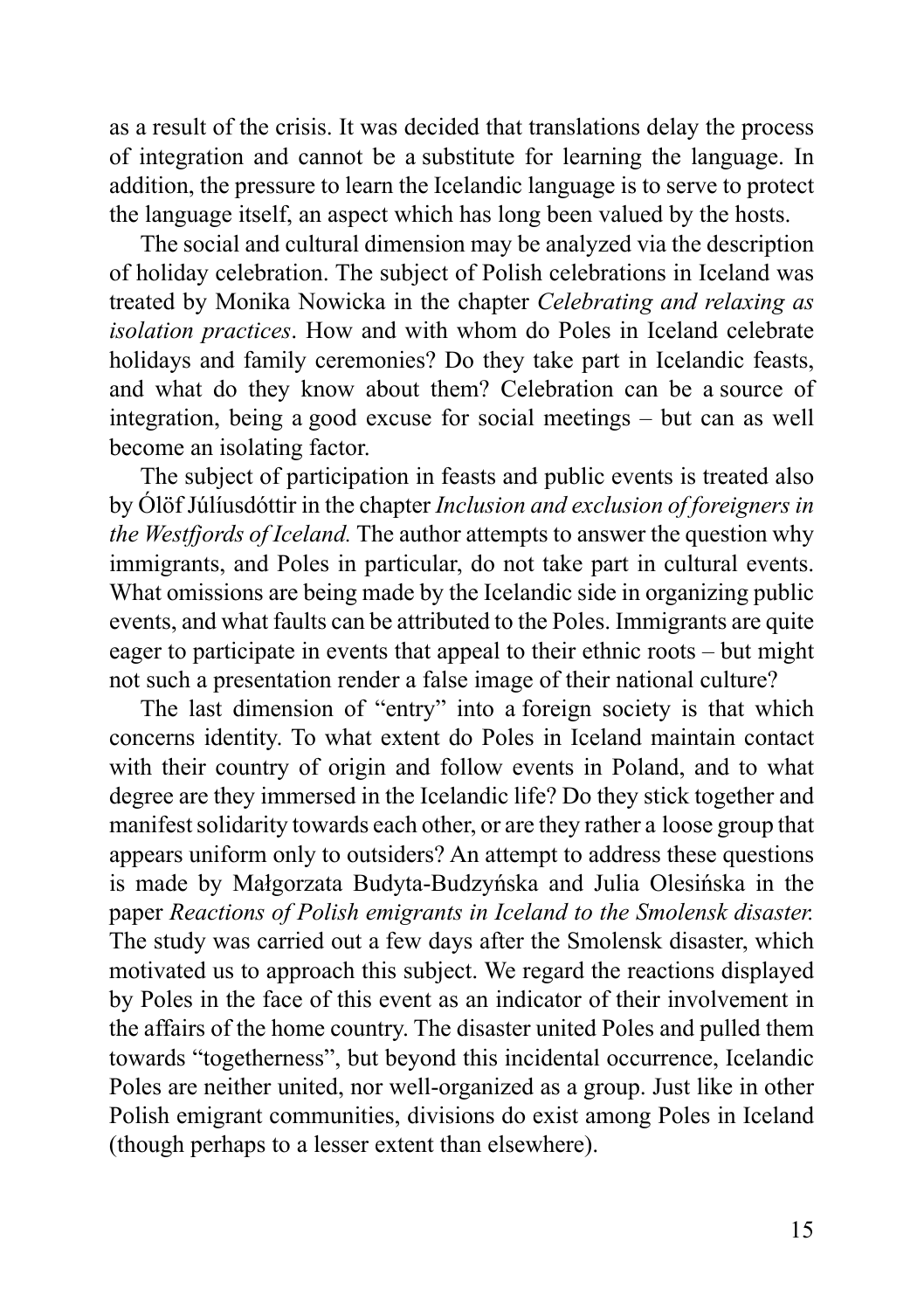as a result of the crisis. It was decided that translations delay the process of integration and cannot be a substitute for learning the language. In addition, the pressure to learn the Icelandic language is to serve to protect the language itself, an aspect which has long been valued by the hosts.

The social and cultural dimension may be analyzed via the description of holiday celebration. The subject of Polish celebrations in Iceland was treated by Monika Nowicka in the chapter *Celebrating and relaxing as isolation practices*. How and with whom do Poles in Iceland celebrate holidays and family ceremonies? Do they take part in Icelandic feasts, and what do they know about them? Celebration can be a source of integration, being a good excuse for social meetings – but can as well become an isolating factor.

The subject of participation in feasts and public events is treated also by Ólöf Júlíusdóttir in the chapter *Inclusion and exclusion of foreigners in the Westfjords of Iceland.* The author attempts to answer the question why immigrants, and Poles in particular, do not take part in cultural events. What omissions are being made by the Icelandic side in organizing public events, and what faults can be attributed to the Poles. Immigrants are quite eager to participate in events that appeal to their ethnic roots – but might not such a presentation render a false image of their national culture?

The last dimension of "entry" into a foreign society is that which concerns identity. To what extent do Poles in Iceland maintain contact with their country of origin and follow events in Poland, and to what degree are they immersed in the Icelandic life? Do they stick together and manifest solidarity towards each other, or are they rather a loose group that appears uniform only to outsiders? An attempt to address these questions is made by Małgorzata Budyta-Budzyńska and Julia Olesińska in the paper *Reactions of Polish emigrants in Iceland to the Smolensk disaster.* The study was carried out a few days after the Smolensk disaster, which motivated us to approach this subject. We regard the reactions displayed by Poles in the face of this event as an indicator of their involvement in the affairs of the home country. The disaster united Poles and pulled them towards "togetherness", but beyond this incidental occurrence, Icelandic Poles are neither united, nor well-organized as a group. Just like in other Polish emigrant communities, divisions do exist among Poles in Iceland (though perhaps to a lesser extent than elsewhere).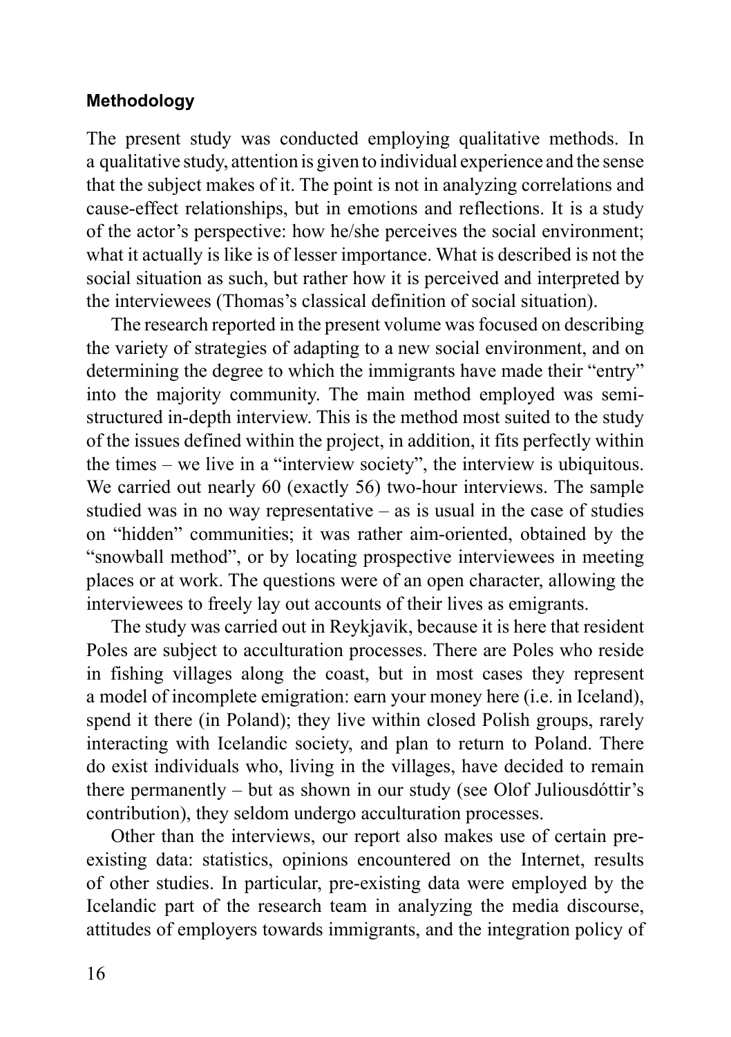## Methodology

The present study was conducted employing qualitative methods. In a qualitative study, attention is given to individual experience and the sense that the subject makes of it. The point is not in analyzing correlations and cause-effect relationships, but in emotions and reflections. It is a study of the actor's perspective: how he/she perceives the social environment; what it actually is like is of lesser importance. What is described is not the social situation as such, but rather how it is perceived and interpreted by the interviewees (Thomas's classical definition of social situation).

The research reported in the present volume was focused on describing the variety of strategies of adapting to a new social environment, and on determining the degree to which the immigrants have made their "entry" into the majority community. The main method employed was semi-structured in-depth interview. This is the method most suited to the study of the issues defined within the project, in addition, it fits perfectly within the times – we live in a "interview society", the interview is ubiquitous. We carried out nearly 60 (exactly 56) two-hour interviews. The sample studied was in no way representative – as is usual in the case of studies on "hidden" communities; it was rather aim-oriented, obtained by the "snowball method", or by locating prospective interviewees in meeting places or at work. The questions were of an open character, allowing the interviewees to freely lay out accounts of their lives as emigrants.

The study was carried out in Reykjavik, because it is here that resident Poles are subject to acculturation processes. There are Poles who reside in fishing villages along the coast, but in most cases they represent a model of incomplete emigration: earn your money here (i.e. in Iceland), spend it there (in Poland); they live within closed Polish groups, rarely interacting with Icelandic society, and plan to return to Poland. There do exist individuals who, living in the villages, have decided to remain there permanently – but as shown in our study (see Olof Juliousdóttir's contribution), they seldom undergo acculturation processes.

Other than the interviews, our report also makes use of certain pre-existing data: statistics, opinions encountered on the Internet, results of other studies. In particular, pre-existing data were employed by the Icelandic part of the research team in analyzing the media discourse, attitudes of employers towards immigrants, and the integration policy of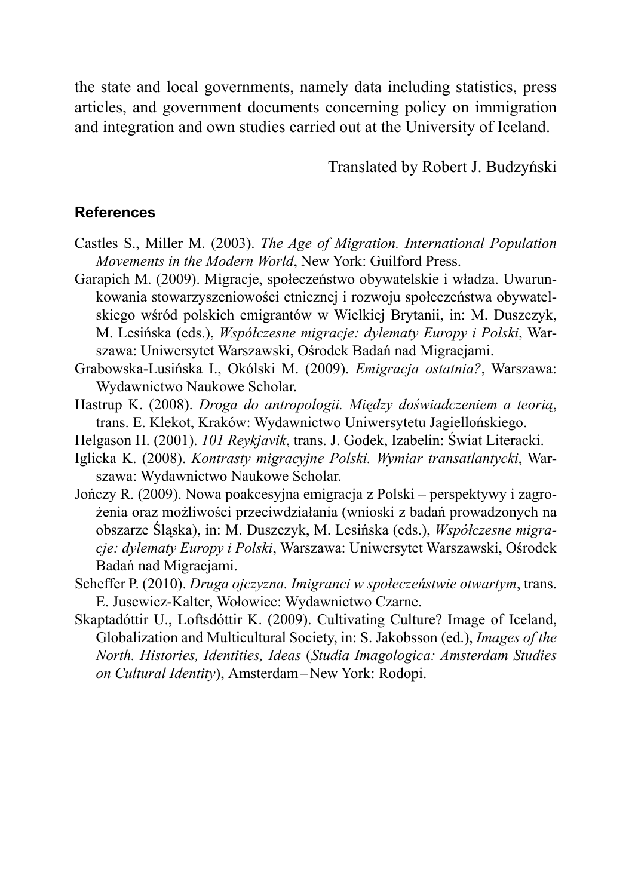the state and local governments, namely data including statistics, press articles, and government documents concerning policy on immigration and integration and own studies carried out at the University of Iceland.

Translated by Robert J. Budzyński

## References

Castles S., Miller M. (2003). *The Age of Migration. International Population Movements in the Modern World*, New York: Guilford Press.

Garapich M. (2009). Migracje, społeczeństwo obywatelskie i władza. Uwarunkowania stowarzyszeniowości etnicznej i rozwoju społeczeństwa obywatelskiego wśród polskich emigrantów w Wielkiej Brytanii, in: M. Duszczyk, M. Lesińska (eds.), *Współczesne migracje: dylematy Europy i Polski*, Warszawa: Uniwersytet Warszawski, Ośrodek Badań nad Migracjami.

Grabowska-Lusińska I., Okólski M. (2009). *Emigracja ostatnia?*, Warszawa: Wydawnictwo Naukowe Scholar.

Hastrup K. (2008). *Droga do antropologii. Między doświadczeniem a teorią*, trans. E. Klekot, Kraków: Wydawnictwo Uniwersytetu Jagiellońskiego.

Helgason H. (2001). *101 Reykjavik*, trans. J. Godek, Izabelin: Świat Literacki.

Iglicka K. (2008). *Kontrasty migracyjne Polski. Wymiar transatlantycki*, Warszawa: Wydawnictwo Naukowe Scholar.

Jończy R. (2009). Nowa poakcesyjna emigracja z Polski – perspektywy i zagrożenia oraz możliwości przeciwdziałania (wnioski z badań prowadzonych na obszarze Śląska), in: M. Duszczyk, M. Lesińska (eds.), *Współczesne migracje: dylematy Europy i Polski*, Warszawa: Uniwersytet Warszawski, Ośrodek Badań nad Migracjami.

Scheffer P. (2010). *Druga ojczyzna. Imigranci w społeczeństwie otwartym*, trans. E. Jusewicz-Kalter, Wołowiec: Wydawnictwo Czarne.

Skaptadóttir U., Loftsdóttir K. (2009). Cultivating Culture? Image of Iceland, Globalization and Multicultural Society, in: S. Jakobsson (ed.), *Images of the North. Histories, Identities, Ideas* (*Studia Imagologica: Amsterdam Studies on Cultural Identity*), Amsterdam – New York: Rodopi.